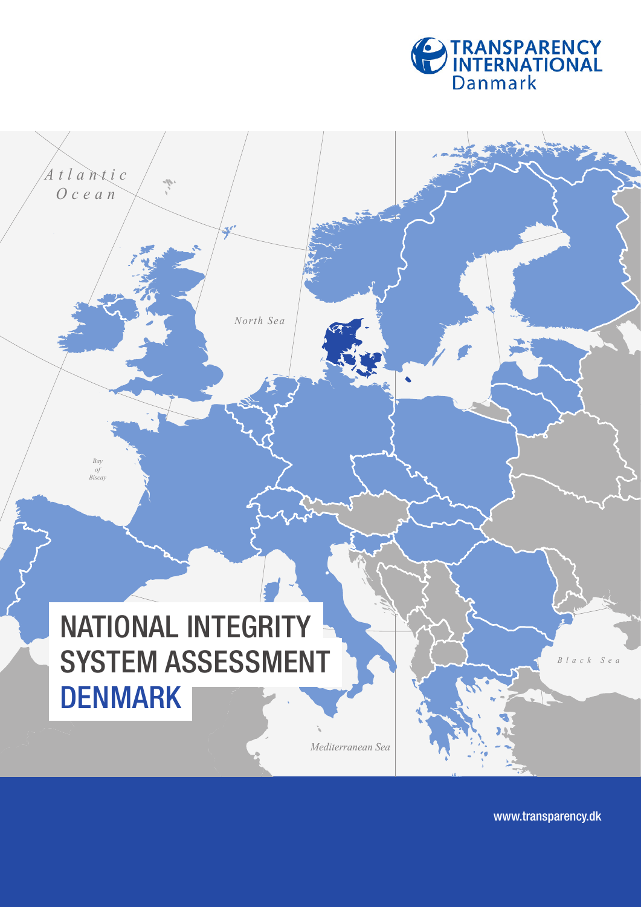TRANSPARENCY INTERNATIONAL Danmark

# NATIONAL INTEGRITY SYSTEM ASSESSMENT DENMARK

www.transparency.dk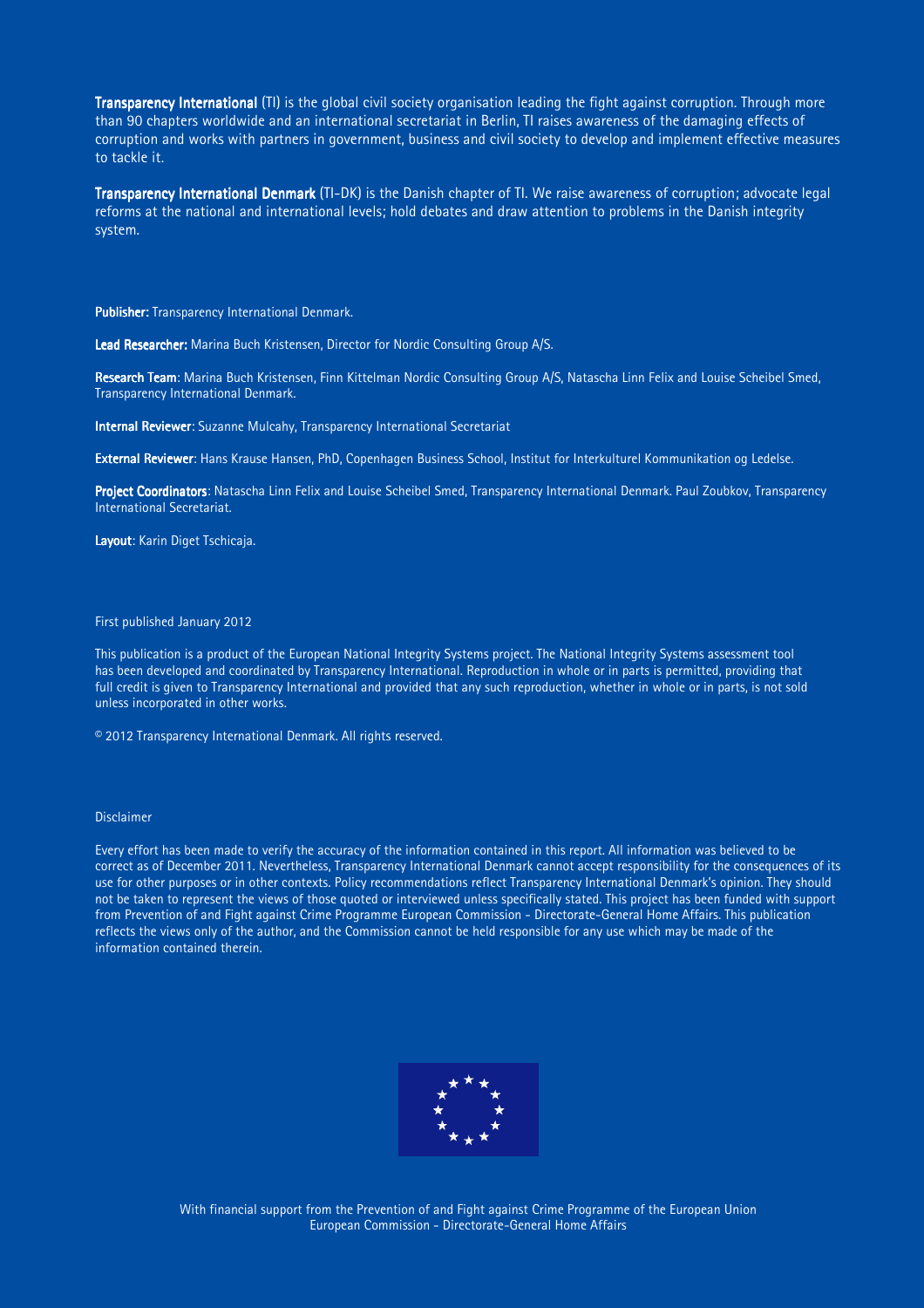**Transparency International** (TI) is the global civil society organisation leading the fight against corruption. Through more than 90 chapters worldwide and an international secretariat in Berlin, TI raises awareness of the damaging effects of corruption and works with partners in government, business and civil society to develop and implement effective measures to tackle it.

**Transparency International Denmark** (TI-DK) is the Danish chapter of TI. We raise awareness of corruption; advocate legal reforms at the national and international levels; hold debates and draw attention to problems in the Danish integrity system.

**Publisher:** Transparency International Denmark.

**Lead Researcher:** Marina Buch Kristensen, Director for Nordic Consulting Group A/S.

**Research Team**: Marina Buch Kristensen, Finn Kittelman Nordic Consulting Group A/S, Natascha Linn Felix and Louise Scheibel Smed, Transparency International Denmark.

**Internal Reviewer**: Suzanne Mulcahy, Transparency International Secretariat

**External Reviewer**: Hans Krause Hansen, PhD, Copenhagen Business School, Institut for Interkulturel Kommunikation og Ledelse.

**Project Coordinators**: Natascha Linn Felix and Louise Scheibel Smed, Transparency International Denmark. Paul Zoubkov, Transparency International Secretariat.

**Layout**: Karin Diget Tschicaja.

First published January 2012

This publication is a product of the European National Integrity Systems project. The National Integrity Systems assessment tool has been developed and coordinated by Transparency International. Reproduction in whole or in parts is permitted, providing that full credit is given to Transparency International and provided that any such reproduction, whether in whole or in parts, is not sold unless incorporated in other works.

© 2012 Transparency International Denmark. All rights reserved.

Disclaimer

Every effort has been made to verify the accuracy of the information contained in this report. All information was believed to be correct as of December 2011. Nevertheless, Transparency International Denmark cannot accept responsibility for the consequences of its use for other purposes or in other contexts. Policy recommendations reflect Transparency International Denmark's opinion. They should not be taken to represent the views of those quoted or interviewed unless specifically stated. This project has been funded with support from Prevention of and Fight against Crime Programme European Commission - Directorate-General Home Affairs. This publication reflects the views only of the author, and the Commission cannot be held responsible for any use which may be made of the information contained therein.

With financial support from the Prevention of and Fight against Crime Programme of the European Union
European Commission - Directorate-General Home Affairs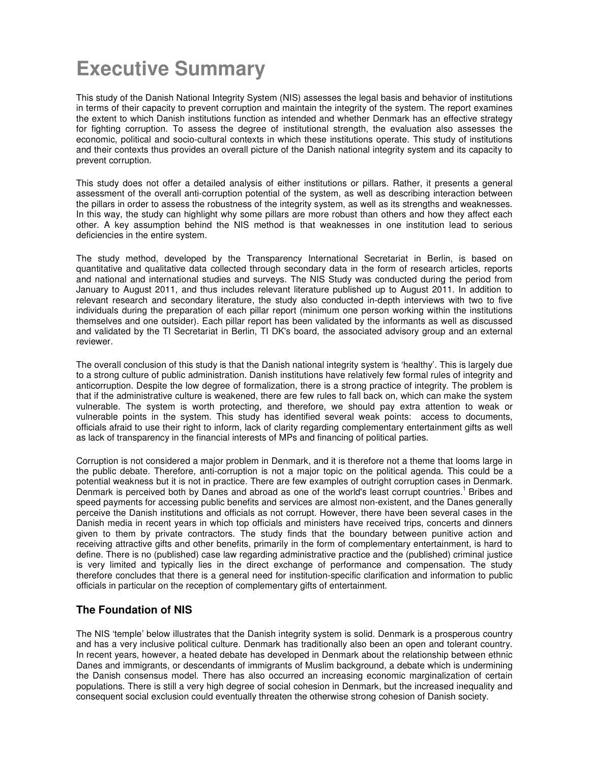# Executive Summary

This study of the Danish National Integrity System (NIS) assesses the legal basis and behavior of institutions in terms of their capacity to prevent corruption and maintain the integrity of the system. The report examines the extent to which Danish institutions function as intended and whether Denmark has an effective strategy for fighting corruption. To assess the degree of institutional strength, the evaluation also assesses the economic, political and socio-cultural contexts in which these institutions operate. This study of institutions and their contexts thus provides an overall picture of the Danish national integrity system and its capacity to prevent corruption.

This study does not offer a detailed analysis of either institutions or pillars. Rather, it presents a general assessment of the overall anti-corruption potential of the system, as well as describing interaction between the pillars in order to assess the robustness of the integrity system, as well as its strengths and weaknesses. In this way, the study can highlight why some pillars are more robust than others and how they affect each other. A key assumption behind the NIS method is that weaknesses in one institution lead to serious deficiencies in the entire system.

The study method, developed by the Transparency International Secretariat in Berlin, is based on quantitative and qualitative data collected through secondary data in the form of research articles, reports and national and international studies and surveys. The NIS Study was conducted during the period from January to August 2011, and thus includes relevant literature published up to August 2011. In addition to relevant research and secondary literature, the study also conducted in-depth interviews with two to five individuals during the preparation of each pillar report (minimum one person working within the institutions themselves and one outsider). Each pillar report has been validated by the informants as well as discussed and validated by the TI Secretariat in Berlin, TI DK's board, the associated advisory group and an external reviewer.

The overall conclusion of this study is that the Danish national integrity system is 'healthy'. This is largely due to a strong culture of public administration. Danish institutions have relatively few formal rules of integrity and anticorruption. Despite the low degree of formalization, there is a strong practice of integrity. The problem is that if the administrative culture is weakened, there are few rules to fall back on, which can make the system vulnerable. The system is worth protecting, and therefore, we should pay extra attention to weak or vulnerable points in the system. This study has identified several weak points: access to documents, officials afraid to use their right to inform, lack of clarity regarding complementary entertainment gifts as well as lack of transparency in the financial interests of MPs and financing of political parties.

Corruption is not considered a major problem in Denmark, and it is therefore not a theme that looms large in the public debate. Therefore, anti-corruption is not a major topic on the political agenda. This could be a potential weakness but it is not in practice. There are few examples of outright corruption cases in Denmark. Denmark is perceived both by Danes and abroad as one of the world's least corrupt countries.[1] Bribes and speed payments for accessing public benefits and services are almost non-existent, and the Danes generally perceive the Danish institutions and officials as not corrupt. However, there have been several cases in the Danish media in recent years in which top officials and ministers have received trips, concerts and dinners given to them by private contractors. The study finds that the boundary between punitive action and receiving attractive gifts and other benefits, primarily in the form of complementary entertainment, is hard to define. There is no (published) case law regarding administrative practice and the (published) criminal justice is very limited and typically lies in the direct exchange of performance and compensation. The study therefore concludes that there is a general need for institution-specific clarification and information to public officials in particular on the reception of complementary gifts of entertainment.

## The Foundation of NIS

The NIS 'temple' below illustrates that the Danish integrity system is solid. Denmark is a prosperous country and has a very inclusive political culture. Denmark has traditionally also been an open and tolerant country. In recent years, however, a heated debate has developed in Denmark about the relationship between ethnic Danes and immigrants, or descendants of immigrants of Muslim background, a debate which is undermining the Danish consensus model. There has also occurred an increasing economic marginalization of certain populations. There is still a very high degree of social cohesion in Denmark, but the increased inequality and consequent social exclusion could eventually threaten the otherwise strong cohesion of Danish society.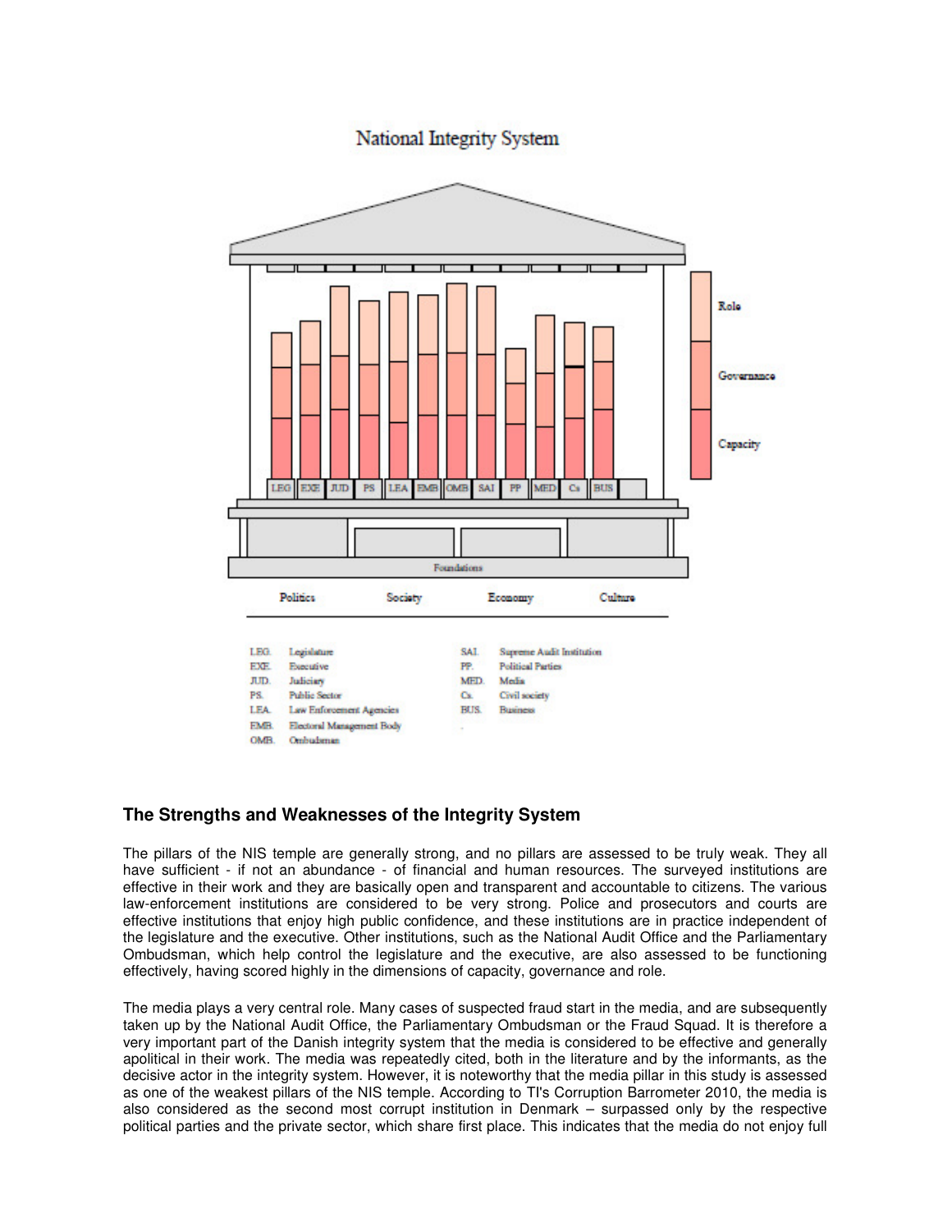National Integrity System

Role

Governance

Capacity

LEG EXE JUD PS LEA EMB OMB SAI PP MED Cs BUS

Foundations

Politics Society Economy Culture

LEG. Legislature
EXE. Executive
JUD. Judiciary
PS. Public Sector
LEA. Law Enforcement Agencies
EMB. Electoral Management Body
OMB. Ombudsman
SAI. Supreme Audit Institution
PP. Political Parties
MED. Media
Cs. Civil society
BUS. Business

## The Strengths and Weaknesses of the Integrity System

The pillars of the NIS temple are generally strong, and no pillars are assessed to be truly weak. They all have sufficient - if not an abundance - of financial and human resources. The surveyed institutions are effective in their work and they are basically open and transparent and accountable to citizens. The various law-enforcement institutions are considered to be very strong. Police and prosecutors and courts are effective institutions that enjoy high public confidence, and these institutions are in practice independent of the legislature and the executive. Other institutions, such as the National Audit Office and the Parliamentary Ombudsman, which help control the legislature and the executive, are also assessed to be functioning effectively, having scored highly in the dimensions of capacity, governance and role.

The media plays a very central role. Many cases of suspected fraud start in the media, and are subsequently taken up by the National Audit Office, the Parliamentary Ombudsman or the Fraud Squad. It is therefore a very important part of the Danish integrity system that the media is considered to be effective and generally apolitical in their work. The media was repeatedly cited, both in the literature and by the informants, as the decisive actor in the integrity system. However, it is noteworthy that the media pillar in this study is assessed as one of the weakest pillars of the NIS temple. According to TI's Corruption Barometer 2010, the media is also considered as the second most corrupt institution in Denmark – surpassed only by the respective political parties and the private sector, which share first place. This indicates that the media do not enjoy full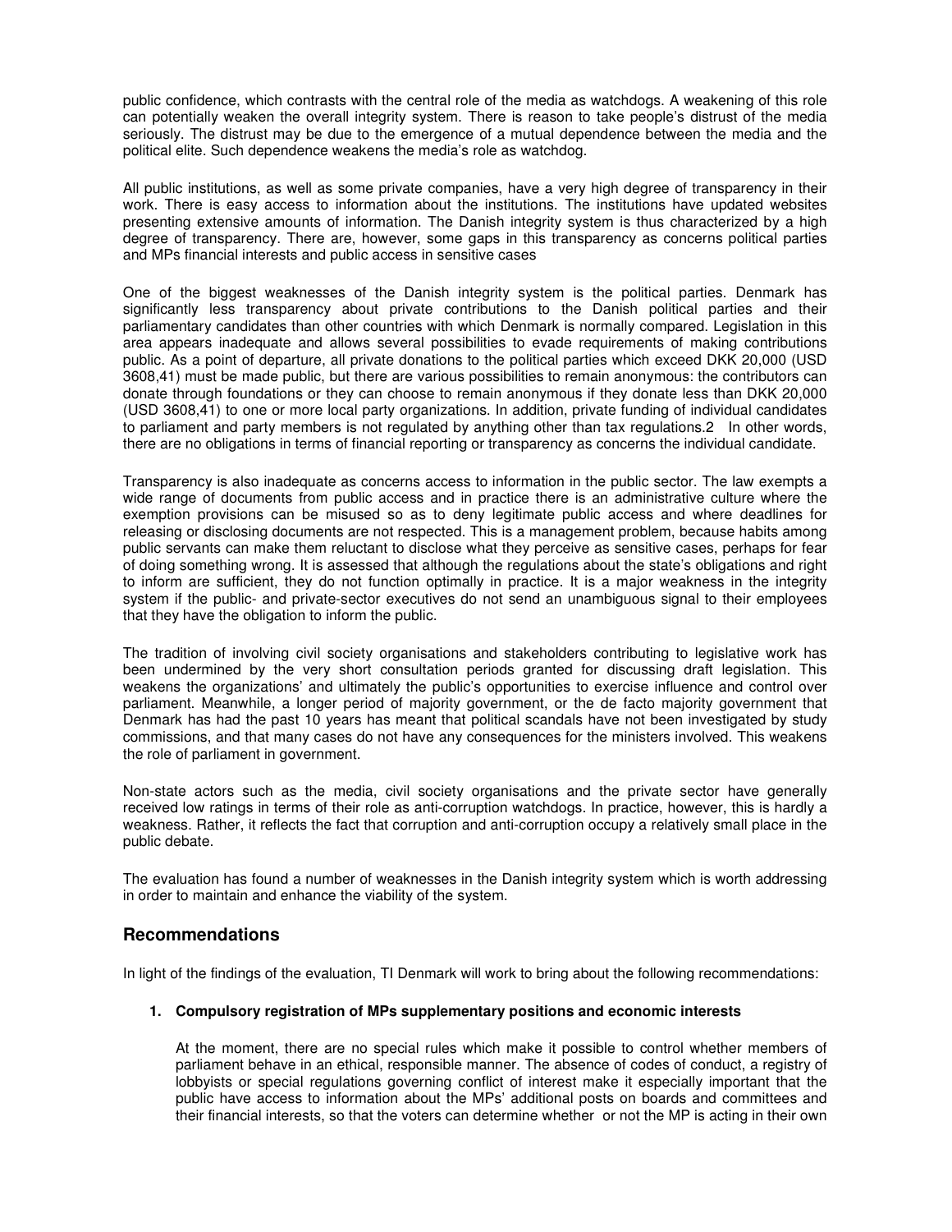public confidence, which contrasts with the central role of the media as watchdogs. A weakening of this role can potentially weaken the overall integrity system. There is reason to take people's distrust of the media seriously. The distrust may be due to the emergence of a mutual dependence between the media and the political elite. Such dependence weakens the media's role as watchdog.

All public institutions, as well as some private companies, have a very high degree of transparency in their work. There is easy access to information about the institutions. The institutions have updated websites presenting extensive amounts of information. The Danish integrity system is thus characterized by a high degree of transparency. There are, however, some gaps in this transparency as concerns political parties and MPs financial interests and public access in sensitive cases

One of the biggest weaknesses of the Danish integrity system is the political parties. Denmark has significantly less transparency about private contributions to the Danish political parties and their parliamentary candidates than other countries with which Denmark is normally compared. Legislation in this area appears inadequate and allows several possibilities to evade requirements of making contributions public. As a point of departure, all private donations to the political parties which exceed DKK 20,000 (USD 3608,41) must be made public, but there are various possibilities to remain anonymous: the contributors can donate through foundations or they can choose to remain anonymous if they donate less than DKK 20,000 (USD 3608,41) to one or more local party organizations. In addition, private funding of individual candidates to parliament and party members is not regulated by anything other than tax regulations.[2] In other words, there are no obligations in terms of financial reporting or transparency as concerns the individual candidate.

Transparency is also inadequate as concerns access to information in the public sector. The law exempts a wide range of documents from public access and in practice there is an administrative culture where the exemption provisions can be misused so as to deny legitimate public access and where deadlines for releasing or disclosing documents are not respected. This is a management problem, because habits among public servants can make them reluctant to disclose what they perceive as sensitive cases, perhaps for fear of doing something wrong. It is assessed that although the regulations about the state's obligations and right to inform are sufficient, they do not function optimally in practice. It is a major weakness in the integrity system if the public- and private-sector executives do not send an unambiguous signal to their employees that they have the obligation to inform the public.

The tradition of involving civil society organisations and stakeholders contributing to legislative work has been undermined by the very short consultation periods granted for discussing draft legislation. This weakens the organizations' and ultimately the public's opportunities to exercise influence and control over parliament. Meanwhile, a longer period of majority government, or the de facto majority government that Denmark has had the past 10 years has meant that political scandals have not been investigated by study commissions, and that many cases do not have any consequences for the ministers involved. This weakens the role of parliament in government.

Non-state actors such as the media, civil society organisations and the private sector have generally received low ratings in terms of their role as anti-corruption watchdogs. In practice, however, this is hardly a weakness. Rather, it reflects the fact that corruption and anti-corruption occupy a relatively small place in the public debate.

The evaluation has found a number of weaknesses in the Danish integrity system which is worth addressing in order to maintain and enhance the viability of the system.

## Recommendations

In light of the findings of the evaluation, TI Denmark will work to bring about the following recommendations:

1. **Compulsory registration of MPs supplementary positions and economic interests**

   At the moment, there are no special rules which make it possible to control whether members of parliament behave in an ethical, responsible manner. The absence of codes of conduct, a registry of lobbyists or special regulations governing conflict of interest make it especially important that the public have access to information about the MPs' additional posts on boards and committees and their financial interests, so that the voters can determine whether or not the MP is acting in their own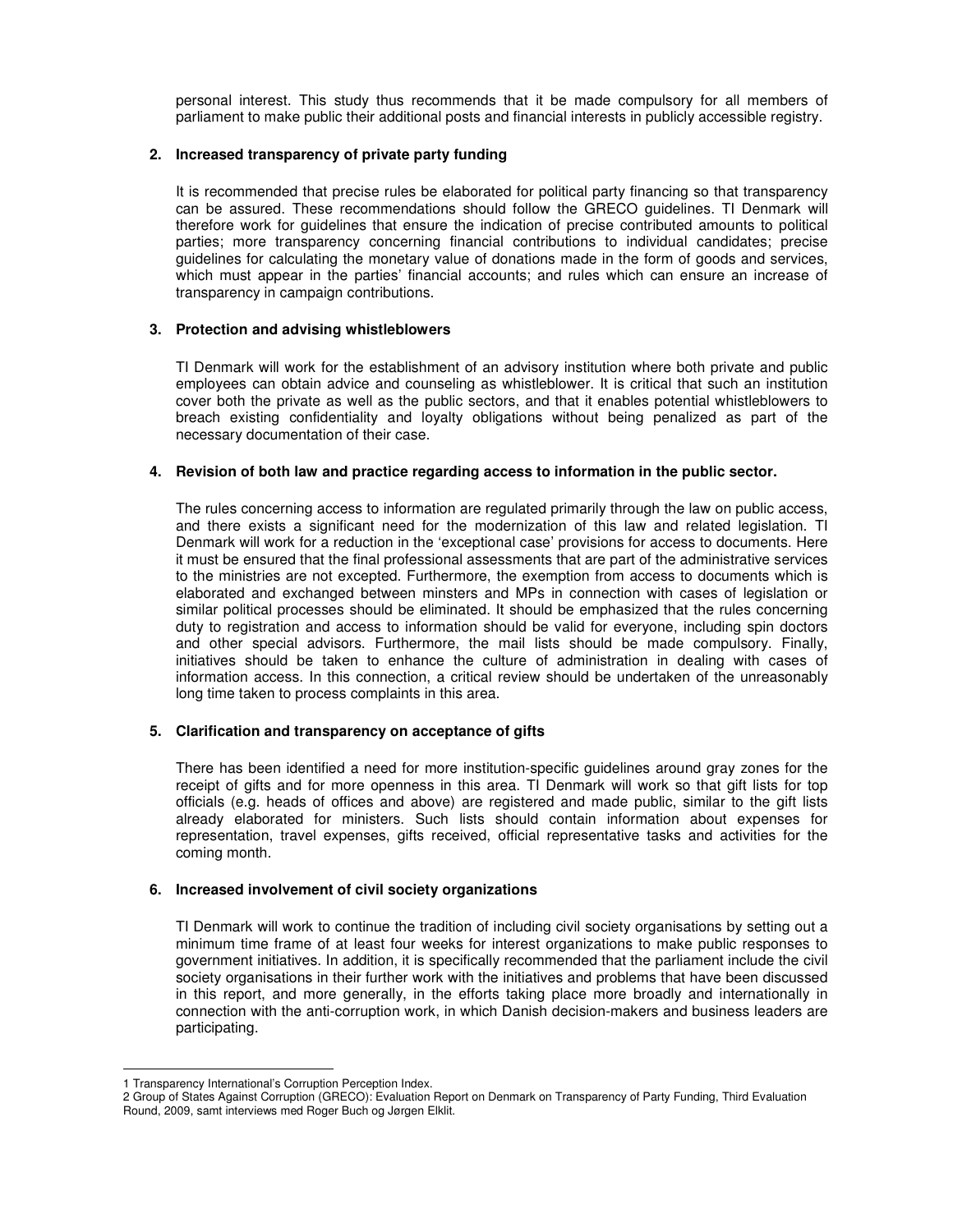personal interest. This study thus recommends that it be made compulsory for all members of parliament to make public their additional posts and financial interests in publicly accessible registry.

2. **Increased transparency of private party funding**

   It is recommended that precise rules be elaborated for political party financing so that transparency can be assured. These recommendations should follow the GRECO guidelines. TI Denmark will therefore work for guidelines that ensure the indication of precise contributed amounts to political parties; more transparency concerning financial contributions to individual candidates; precise guidelines for calculating the monetary value of donations made in the form of goods and services, which must appear in the parties' financial accounts; and rules which can ensure an increase of transparency in campaign contributions.

3. **Protection and advising whistleblowers**

   TI Denmark will work for the establishment of an advisory institution where both private and public employees can obtain advice and counseling as whistleblower. It is critical that such an institution cover both the private as well as the public sectors, and that it enables potential whistleblowers to breach existing confidentiality and loyalty obligations without being penalized as part of the necessary documentation of their case.

4. **Revision of both law and practice regarding access to information in the public sector.**

   The rules concerning access to information are regulated primarily through the law on public access, and there exists a significant need for the modernization of this law and related legislation. TI Denmark will work for a reduction in the 'exceptional case' provisions for access to documents. Here it must be ensured that the final professional assessments that are part of the administrative services to the ministries are not excepted. Furthermore, the exemption from access to documents which is elaborated and exchanged between minsters and MPs in connection with cases of legislation or similar political processes should be eliminated. It should be emphasized that the rules concerning duty to registration and access to information should be valid for everyone, including spin doctors and other special advisors. Furthermore, the mail lists should be made compulsory. Finally, initiatives should be taken to enhance the culture of administration in dealing with cases of information access. In this connection, a critical review should be undertaken of the unreasonably long time taken to process complaints in this area.

5. **Clarification and transparency on acceptance of gifts**

   There has been identified a need for more institution-specific guidelines around gray zones for the receipt of gifts and for more openness in this area. TI Denmark will work so that gift lists for top officials (e.g. heads of offices and above) are registered and made public, similar to the gift lists already elaborated for ministers. Such lists should contain information about expenses for representation, travel expenses, gifts received, official representative tasks and activities for the coming month.

6. **Increased involvement of civil society organizations**

   TI Denmark will work to continue the tradition of including civil society organisations by setting out a minimum time frame of at least four weeks for interest organizations to make public responses to government initiatives. In addition, it is specifically recommended that the parliament include the civil society organisations in their further work with the initiatives and problems that have been discussed in this report, and more generally, in the efforts taking place more broadly and internationally in connection with the anti-corruption work, in which Danish decision-makers and business leaders are participating.

---

1 Transparency International's Corruption Perception Index.

2 Group of States Against Corruption (GRECO): Evaluation Report on Denmark on Transparency of Party Funding, Third Evaluation Round, 2009, samt interviews med Roger Buch og Jørgen Elklit.